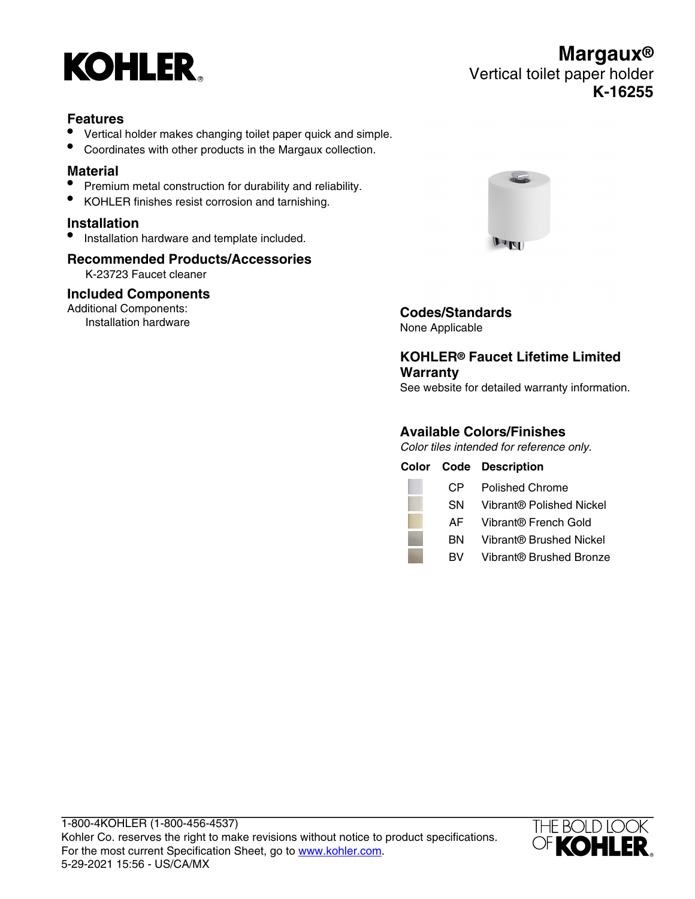# Margaux®

## Vertical toilet paper holder

## K-16255

### Features

- Vertical holder makes changing toilet paper quick and simple.
- Coordinates with other products in the Margaux collection.

### Material

- Premium metal construction for durability and reliability.
- KOHLER finishes resist corrosion and tarnishing.

### Installation

- Installation hardware and template included.

### Recommended Products/Accessories

K-23723 Faucet cleaner

### Included Components

Additional Components:

Installation hardware

### Codes/Standards

None Applicable

### KOHLER® Faucet Lifetime Limited Warranty

See website for detailed warranty information.

### Available Colors/Finishes

*Color tiles intended for reference only.*

| Color | Code | Description |
|---|---|---|
| | CP | Polished Chrome |
| | SN | Vibrant® Polished Nickel |
| | AF | Vibrant® French Gold |
| | BN | Vibrant® Brushed Nickel |
| | BV | Vibrant® Brushed Bronze |

1-800-4KOHLER (1-800-456-4537)
Kohler Co. reserves the right to make revisions without notice to product specifications.
For the most current Specification Sheet, go to www.kohler.com.
5-29-2021 15:56 - US/CA/MX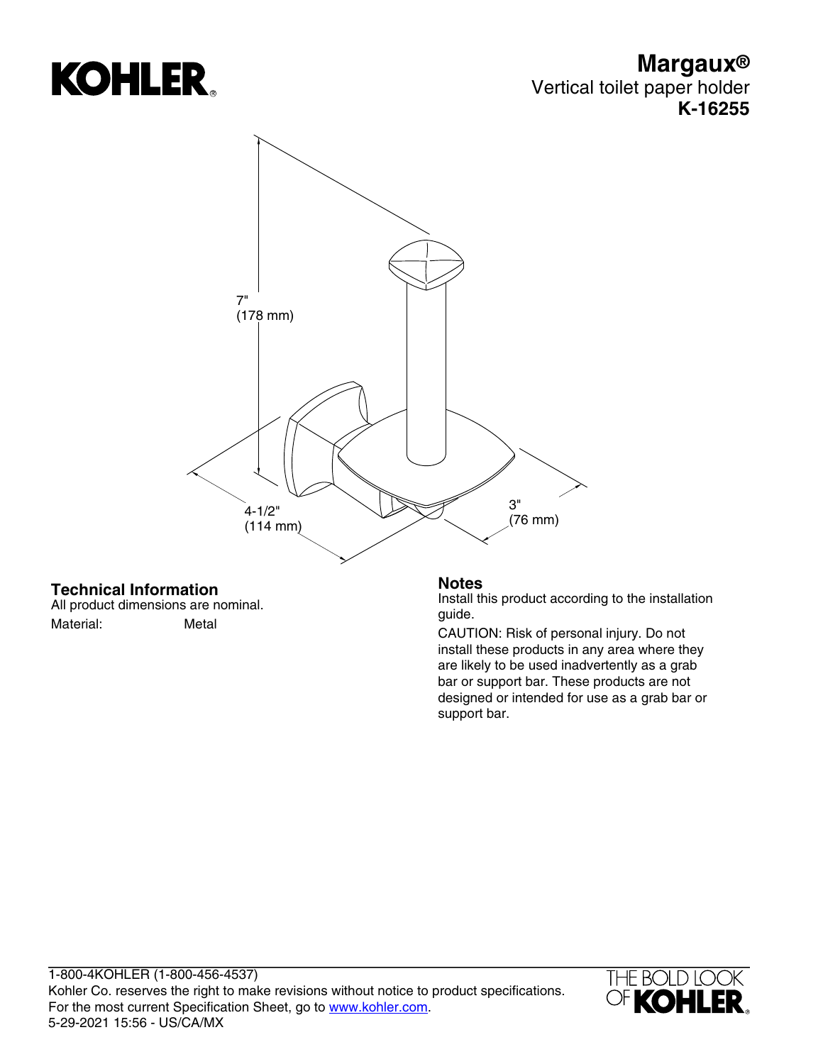# Margaux®

Vertical toilet paper holder

**K-16255**

7"
(178 mm)

4-1/2"
(114 mm)

3"
(76 mm)

## Technical Information

All product dimensions are nominal.

| | |
|---|---|
| Material: | Metal |

## Notes

Install this product according to the installation guide.

CAUTION: Risk of personal injury. Do not install these products in any area where they are likely to be used inadvertently as a grab bar or support bar. These products are not designed or intended for use as a grab bar or support bar.

1-800-4KOHLER (1-800-456-4537)
Kohler Co. reserves the right to make revisions without notice to product specifications.
For the most current Specification Sheet, go to www.kohler.com.
5-29-2021 15:56 - US/CA/MX